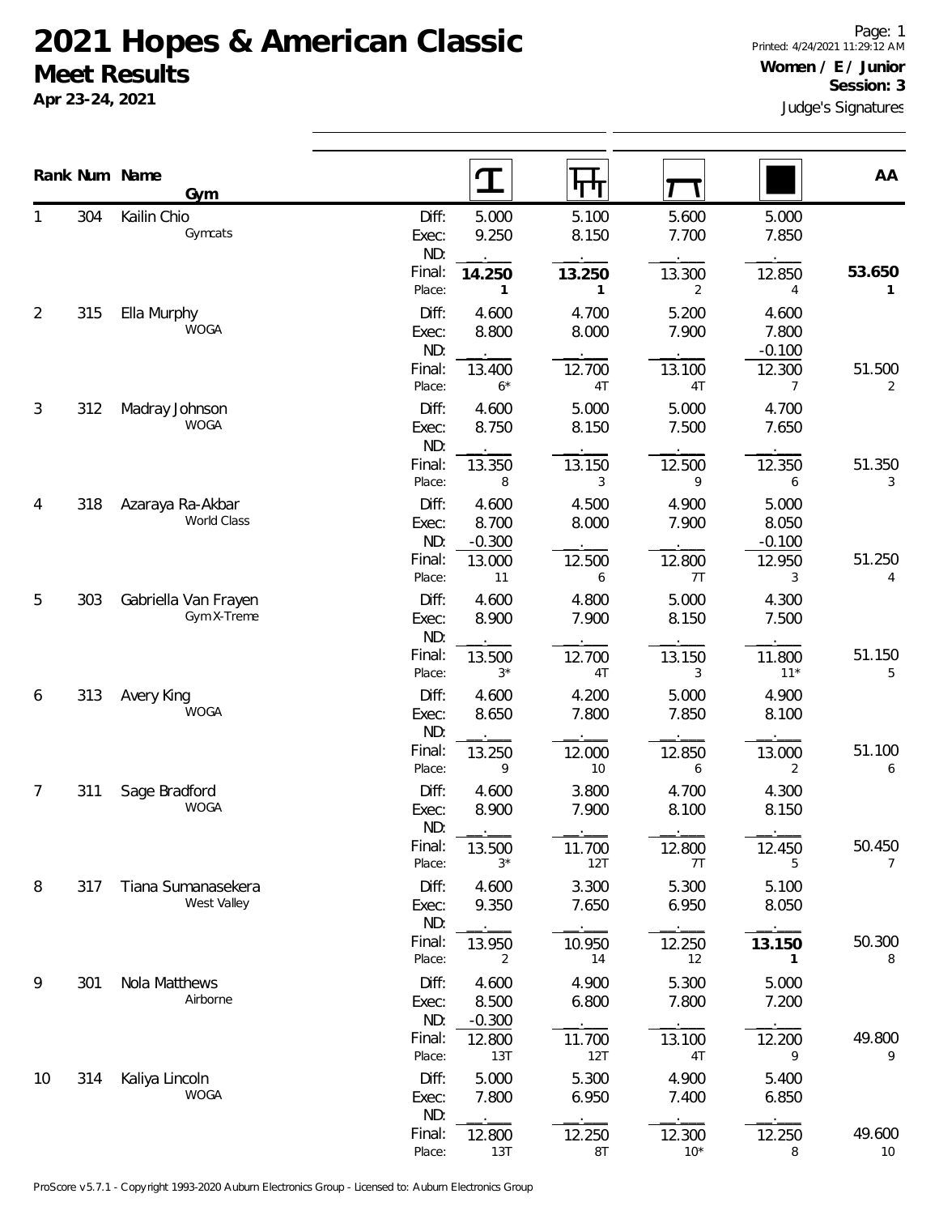# 2021 Hopes & American Classic

## Meet Results

**Apr 23-24, 2021**

Page: 1
Printed: 4/24/2021 11:29:12 AM

**Women / E / Junior**
**Session: 3**

Judge's Signatures

| Rank | Num | Name / Gym | | Vault | Bars | Beam | Floor | AA |
|---|---|---|---|---|---|---|---|---|
| 1 | 304 | Kailin Chio / Gymcats | Diff: | 5.000 | 5.100 | 5.600 | 5.000 | |
| | | | Exec: | 9.250 | 8.150 | 7.700 | 7.850 | |
| | | | ND: | | | | | |
| | | | Final: | **14.250** | **13.250** | 13.300 | 12.850 | **53.650** |
| | | | Place: | 1 | 1 | 2 | 4 | 1 |
| 2 | 315 | Ella Murphy / WOGA | Diff: | 4.600 | 4.700 | 5.200 | 4.600 | |
| | | | Exec: | 8.800 | 8.000 | 7.900 | 7.800 | |
| | | | ND: | | | | -0.100 | |
| | | | Final: | 13.400 | 12.700 | 13.100 | 12.300 | 51.500 |
| | | | Place: | 6* | 4T | 4T | 7 | 2 |
| 3 | 312 | Madray Johnson / WOGA | Diff: | 4.600 | 5.000 | 5.000 | 4.700 | |
| | | | Exec: | 8.750 | 8.150 | 7.500 | 7.650 | |
| | | | ND: | | | | | |
| | | | Final: | 13.350 | 13.150 | 12.500 | 12.350 | 51.350 |
| | | | Place: | 8 | 3 | 9 | 6 | 3 |
| 4 | 318 | Azaraya Ra-Akbar / World Class | Diff: | 4.600 | 4.500 | 4.900 | 5.000 | |
| | | | Exec: | 8.700 | 8.000 | 7.900 | 8.050 | |
| | | | ND: | -0.300 | | | -0.100 | |
| | | | Final: | 13.000 | 12.500 | 12.800 | 12.950 | 51.250 |
| | | | Place: | 11 | 6 | 7T | 3 | 4 |
| 5 | 303 | Gabriella Van Frayen / Gym X-Treme | Diff: | 4.600 | 4.800 | 5.000 | 4.300 | |
| | | | Exec: | 8.900 | 7.900 | 8.150 | 7.500 | |
| | | | ND: | | | | | |
| | | | Final: | 13.500 | 12.700 | 13.150 | 11.800 | 51.150 |
| | | | Place: | 3* | 4T | 3 | 11* | 5 |
| 6 | 313 | Avery King / WOGA | Diff: | 4.600 | 4.200 | 5.000 | 4.900 | |
| | | | Exec: | 8.650 | 7.800 | 7.850 | 8.100 | |
| | | | ND: | | | | | |
| | | | Final: | 13.250 | 12.000 | 12.850 | 13.000 | 51.100 |
| | | | Place: | 9 | 10 | 6 | 2 | 6 |
| 7 | 311 | Sage Bradford / WOGA | Diff: | 4.600 | 3.800 | 4.700 | 4.300 | |
| | | | Exec: | 8.900 | 7.900 | 8.100 | 8.150 | |
| | | | ND: | | | | | |
| | | | Final: | 13.500 | 11.700 | 12.800 | 12.450 | 50.450 |
| | | | Place: | 3* | 12T | 7T | 5 | 7 |
| 8 | 317 | Tiana Sumanasekera / West Valley | Diff: | 4.600 | 3.300 | 5.300 | 5.100 | |
| | | | Exec: | 9.350 | 7.650 | 6.950 | 8.050 | |
| | | | ND: | | | | | |
| | | | Final: | 13.950 | 10.950 | 12.250 | **13.150** | 50.300 |
| | | | Place: | 2 | 14 | 12 | 1 | 8 |
| 9 | 301 | Nola Matthews / Airborne | Diff: | 4.600 | 4.900 | 5.300 | 5.000 | |
| | | | Exec: | 8.500 | 6.800 | 7.800 | 7.200 | |
| | | | ND: | -0.300 | | | | |
| | | | Final: | 12.800 | 11.700 | 13.100 | 12.200 | 49.800 |
| | | | Place: | 13T | 12T | 4T | 9 | 9 |
| 10 | 314 | Kaliya Lincoln / WOGA | Diff: | 5.000 | 5.300 | 4.900 | 5.400 | |
| | | | Exec: | 7.800 | 6.950 | 7.400 | 6.850 | |
| | | | ND: | | | | | |
| | | | Final: | 12.800 | 12.250 | 12.300 | 12.250 | 49.600 |
| | | | Place: | 13T | 8T | 10* | 8 | 10 |

ProScore v5.7.1 - Copyright 1993-2020 Auburn Electronics Group - Licensed to: Auburn Electronics Group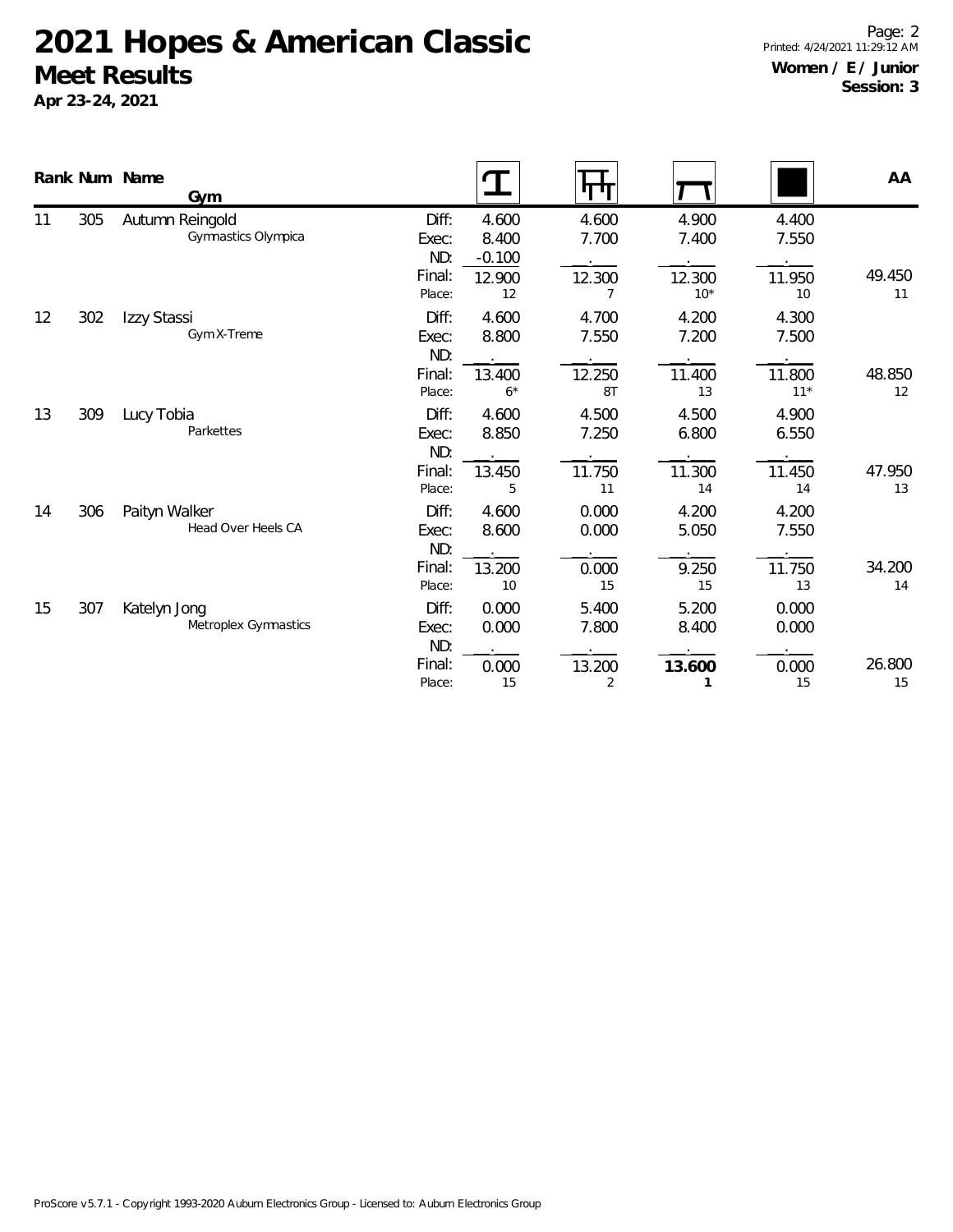# 2021 Hopes & American Classic

## Meet Results

**Apr 23-24, 2021**

**Women / E / Junior**
**Session: 3**

| Rank | Num | Name / Gym | | Vault | Bars | Beam | Floor | AA |
|---|---|---|---|---|---|---|---|---|
| 11 | 305 | Autumn Reingold | Diff: | 4.600 | 4.600 | 4.900 | 4.400 | |
| | | Gymnastics Olympica | Exec: | 8.400 | 7.700 | 7.400 | 7.550 | |
| | | | ND: | -0.100 | . | . | . | |
| | | | Final: | 12.900 | 12.300 | 12.300 | 11.950 | 49.450 |
| | | | Place: | 12 | 7 | 10* | 10 | 11 |
| 12 | 302 | Izzy Stassi | Diff: | 4.600 | 4.700 | 4.200 | 4.300 | |
| | | Gym X-Treme | Exec: | 8.800 | 7.550 | 7.200 | 7.500 | |
| | | | ND: | . | . | . | . | |
| | | | Final: | 13.400 | 12.250 | 11.400 | 11.800 | 48.850 |
| | | | Place: | 6* | 8T | 13 | 11* | 12 |
| 13 | 309 | Lucy Tobia | Diff: | 4.600 | 4.500 | 4.500 | 4.900 | |
| | | Parkettes | Exec: | 8.850 | 7.250 | 6.800 | 6.550 | |
| | | | ND: | . | . | . | . | |
| | | | Final: | 13.450 | 11.750 | 11.300 | 11.450 | 47.950 |
| | | | Place: | 5 | 11 | 14 | 14 | 13 |
| 14 | 306 | Paityn Walker | Diff: | 4.600 | 0.000 | 4.200 | 4.200 | |
| | | Head Over Heels CA | Exec: | 8.600 | 0.000 | 5.050 | 7.550 | |
| | | | ND: | . | . | . | . | |
| | | | Final: | 13.200 | 0.000 | 9.250 | 11.750 | 34.200 |
| | | | Place: | 10 | 15 | 15 | 13 | 14 |
| 15 | 307 | Katelyn Jong | Diff: | 0.000 | 5.400 | 5.200 | 0.000 | |
| | | Metroplex Gymnastics | Exec: | 0.000 | 7.800 | 8.400 | 0.000 | |
| | | | ND: | . | . | . | . | |
| | | | Final: | 0.000 | 13.200 | **13.600** | 0.000 | 26.800 |
| | | | Place: | 15 | 2 | **1** | 15 | 15 |

ProScore v5.7.1 - Copyright 1993-2020 Auburn Electronics Group - Licensed to: Auburn Electronics Group